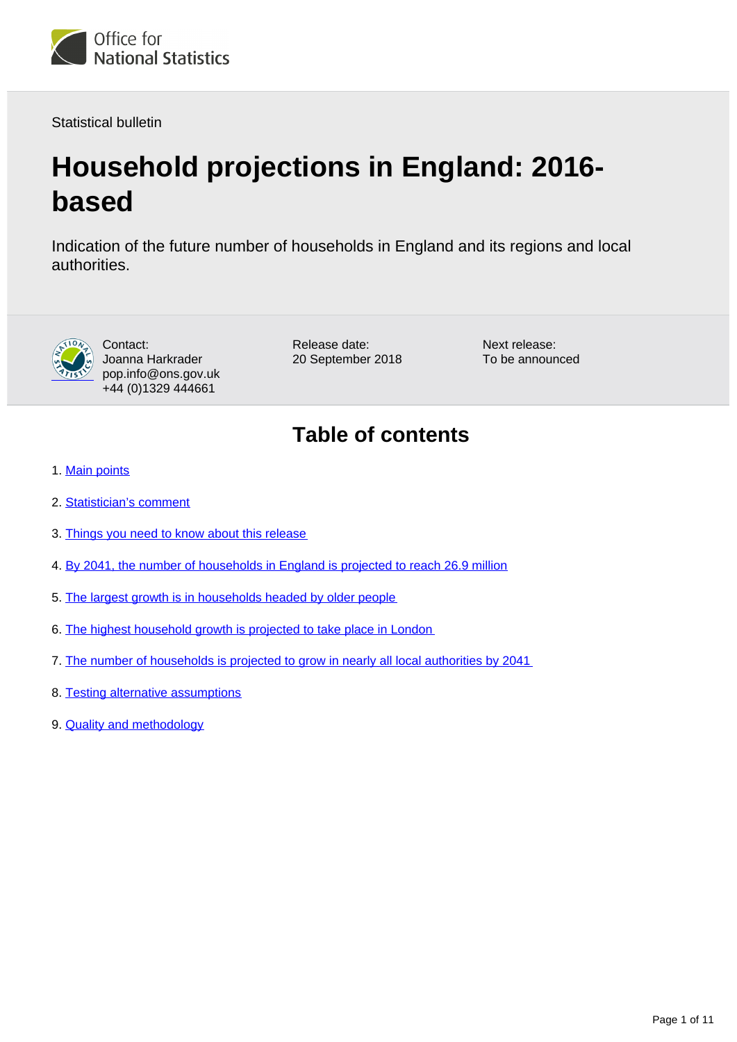Office for National Statistics

Statistical bulletin

# Household projections in England: 2016-based

Indication of the future number of households in England and its regions and local authorities.

Contact:
Joanna Harkrader
pop.info@ons.gov.uk
+44 (0)1329 444661

Release date:
20 September 2018

Next release:
To be announced

## Table of contents

1. Main points
2. Statistician's comment
3. Things you need to know about this release
4. By 2041, the number of households in England is projected to reach 26.9 million
5. The largest growth is in households headed by older people
6. The highest household growth is projected to take place in London
7. The number of households is projected to grow in nearly all local authorities by 2041
8. Testing alternative assumptions
9. Quality and methodology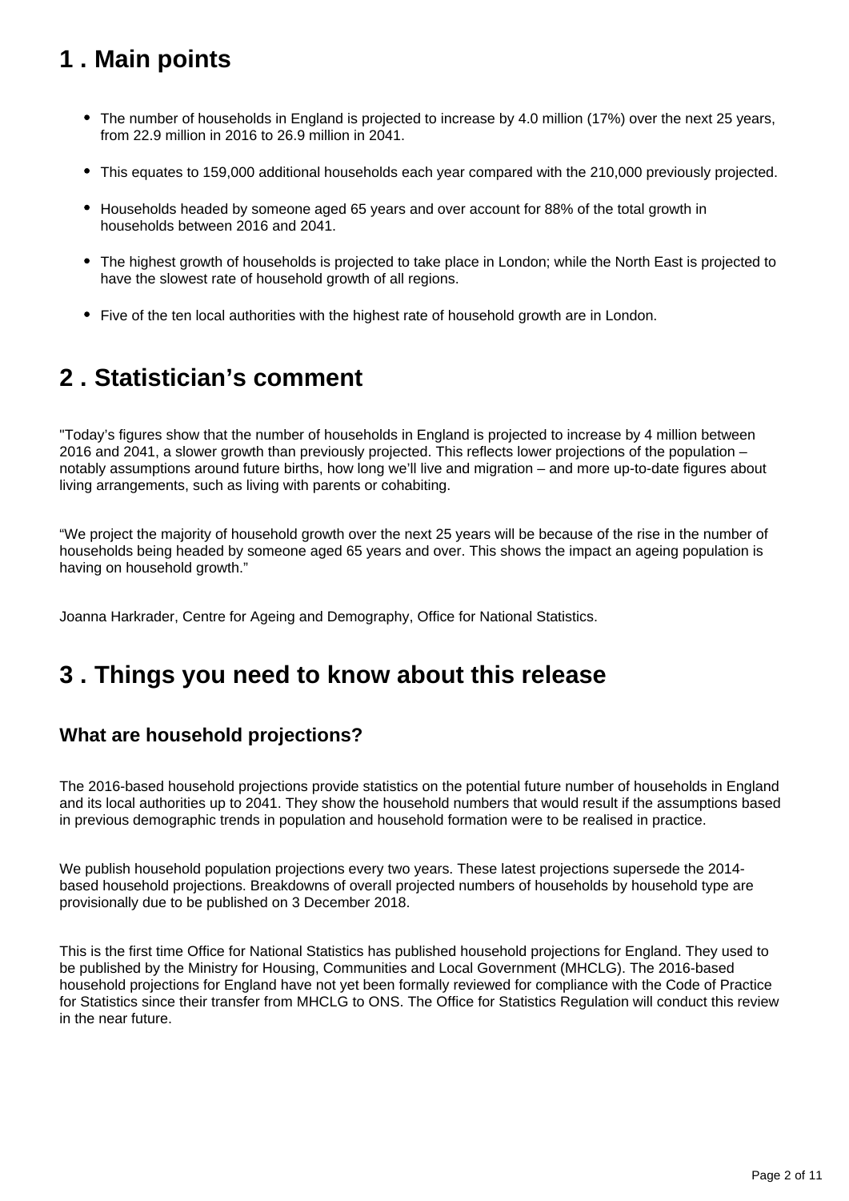## 1 . Main points

- The number of households in England is projected to increase by 4.0 million (17%) over the next 25 years, from 22.9 million in 2016 to 26.9 million in 2041.
- This equates to 159,000 additional households each year compared with the 210,000 previously projected.
- Households headed by someone aged 65 years and over account for 88% of the total growth in households between 2016 and 2041.
- The highest growth of households is projected to take place in London; while the North East is projected to have the slowest rate of household growth of all regions.
- Five of the ten local authorities with the highest rate of household growth are in London.

## 2 . Statistician's comment

"Today's figures show that the number of households in England is projected to increase by 4 million between 2016 and 2041, a slower growth than previously projected. This reflects lower projections of the population – notably assumptions around future births, how long we'll live and migration – and more up-to-date figures about living arrangements, such as living with parents or cohabiting.

"We project the majority of household growth over the next 25 years will be because of the rise in the number of households being headed by someone aged 65 years and over. This shows the impact an ageing population is having on household growth."

Joanna Harkrader, Centre for Ageing and Demography, Office for National Statistics.

## 3 . Things you need to know about this release

### What are household projections?

The 2016-based household projections provide statistics on the potential future number of households in England and its local authorities up to 2041. They show the household numbers that would result if the assumptions based in previous demographic trends in population and household formation were to be realised in practice.

We publish household population projections every two years. These latest projections supersede the 2014-based household projections. Breakdowns of overall projected numbers of households by household type are provisionally due to be published on 3 December 2018.

This is the first time Office for National Statistics has published household projections for England. They used to be published by the Ministry for Housing, Communities and Local Government (MHCLG). The 2016-based household projections for England have not yet been formally reviewed for compliance with the Code of Practice for Statistics since their transfer from MHCLG to ONS. The Office for Statistics Regulation will conduct this review in the near future.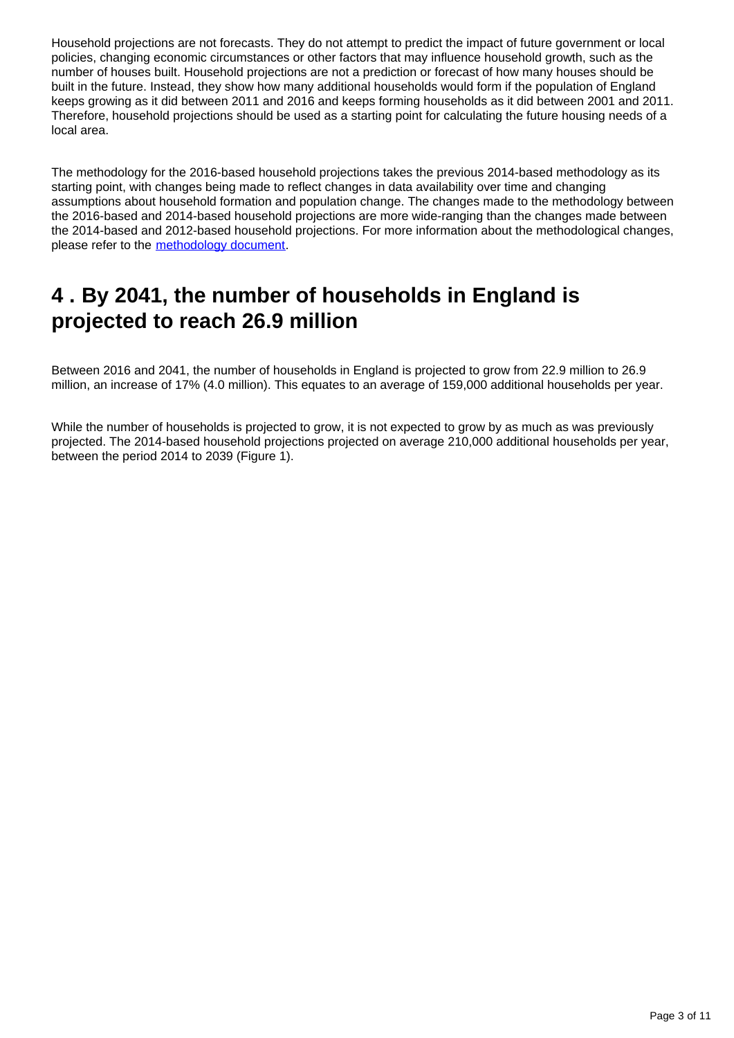Household projections are not forecasts. They do not attempt to predict the impact of future government or local policies, changing economic circumstances or other factors that may influence household growth, such as the number of houses built. Household projections are not a prediction or forecast of how many houses should be built in the future. Instead, they show how many additional households would form if the population of England keeps growing as it did between 2011 and 2016 and keeps forming households as it did between 2001 and 2011. Therefore, household projections should be used as a starting point for calculating the future housing needs of a local area.

The methodology for the 2016-based household projections takes the previous 2014-based methodology as its starting point, with changes being made to reflect changes in data availability over time and changing assumptions about household formation and population change. The changes made to the methodology between the 2016-based and 2014-based household projections are more wide-ranging than the changes made between the 2014-based and 2012-based household projections. For more information about the methodological changes, please refer to the methodology document.

## 4 . By 2041, the number of households in England is projected to reach 26.9 million

Between 2016 and 2041, the number of households in England is projected to grow from 22.9 million to 26.9 million, an increase of 17% (4.0 million). This equates to an average of 159,000 additional households per year.

While the number of households is projected to grow, it is not expected to grow by as much as was previously projected. The 2014-based household projections projected on average 210,000 additional households per year, between the period 2014 to 2039 (Figure 1).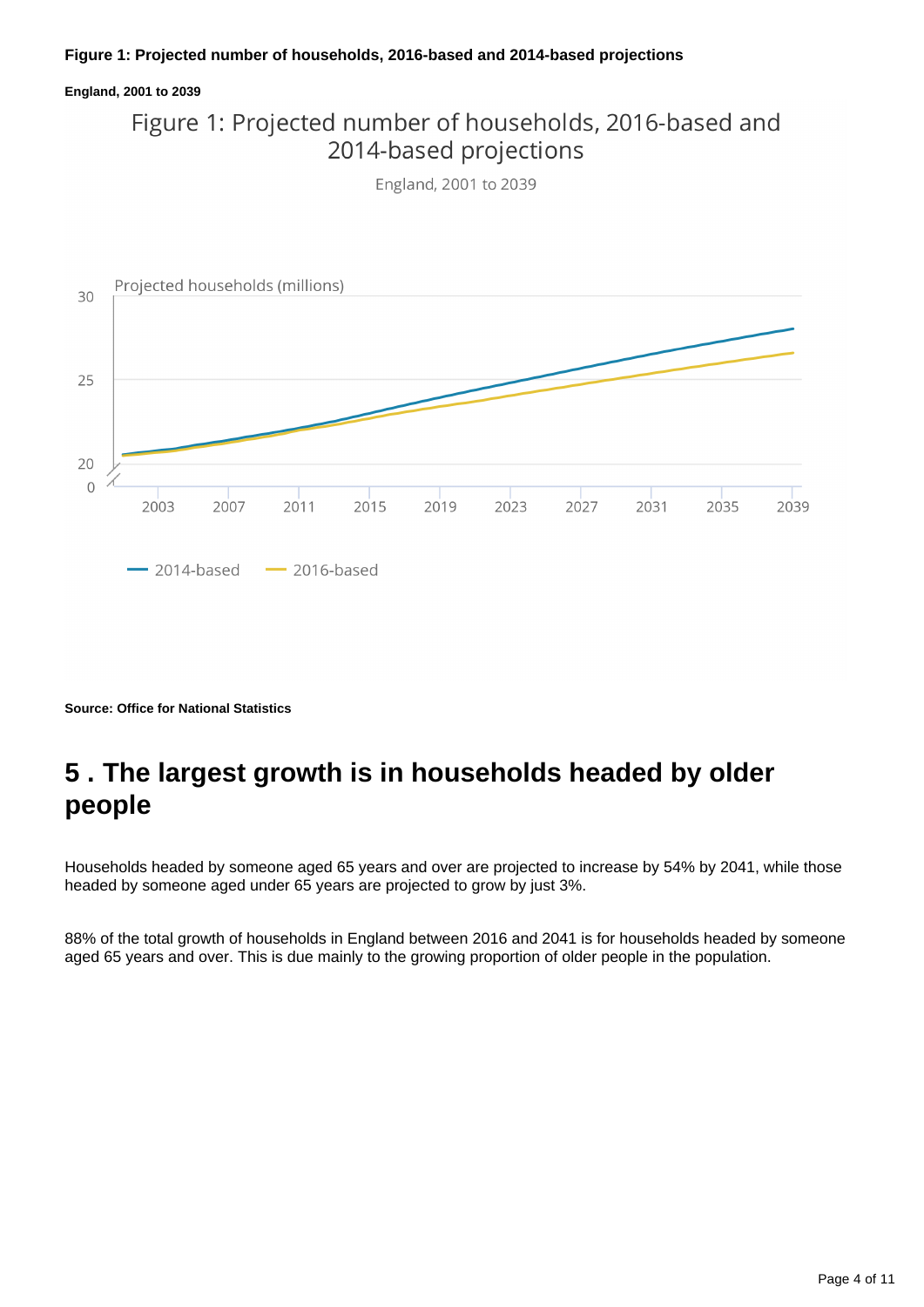**Figure 1: Projected number of households, 2016-based and 2014-based projections**

**England, 2001 to 2039**

Source: Office for National Statistics

## 5 . The largest growth is in households headed by older people

Households headed by someone aged 65 years and over are projected to increase by 54% by 2041, while those headed by someone aged under 65 years are projected to grow by just 3%.

88% of the total growth of households in England between 2016 and 2041 is for households headed by someone aged 65 years and over. This is due mainly to the growing proportion of older people in the population.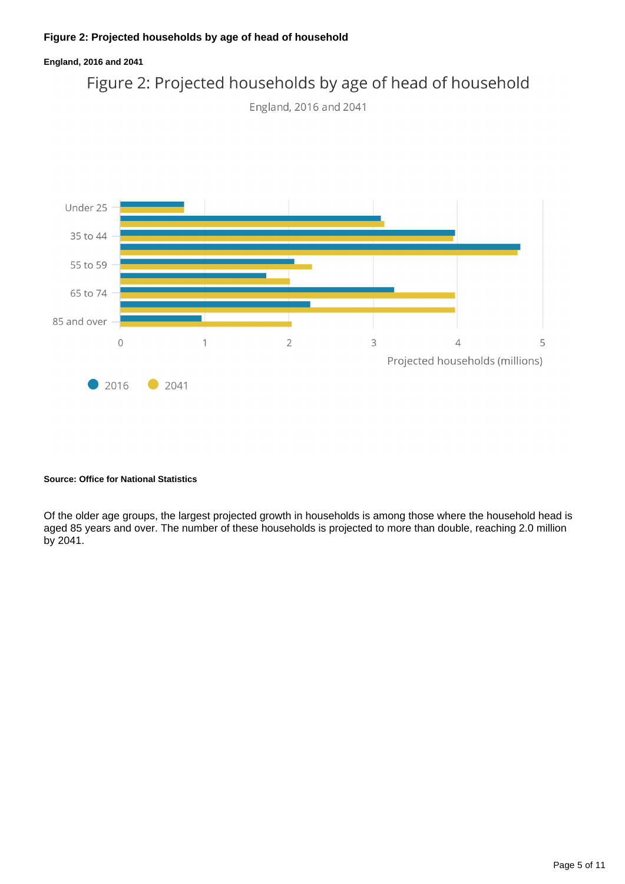**Figure 2: Projected households by age of head of household**

**England, 2016 and 2041**

**Source: Office for National Statistics**

Of the older age groups, the largest projected growth in households is among those where the household head is aged 85 years and over. The number of these households is projected to more than double, reaching 2.0 million by 2041.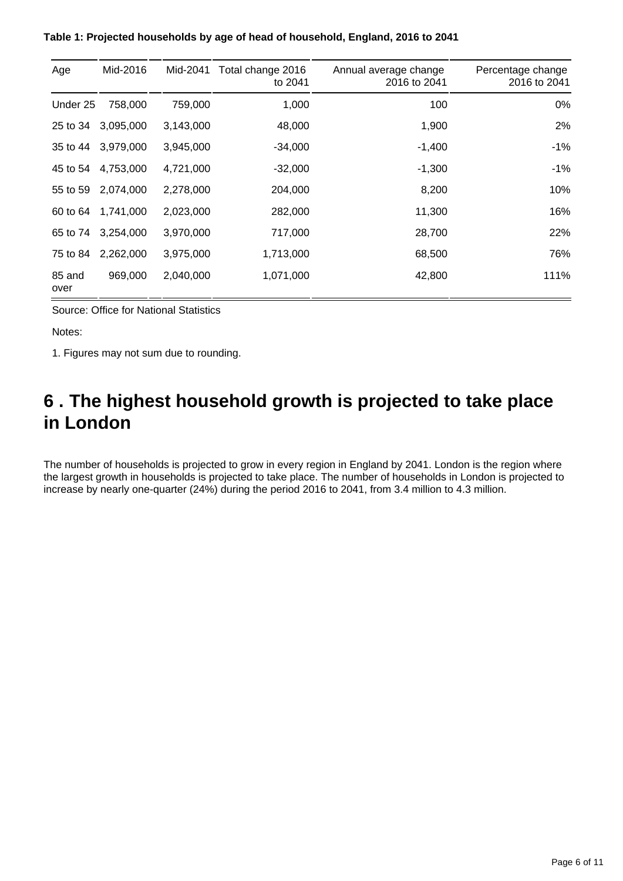**Table 1: Projected households by age of head of household, England, 2016 to 2041**

| Age | Mid-2016 | Mid-2041 | Total change 2016 to 2041 | Annual average change 2016 to 2041 | Percentage change 2016 to 2041 |
|---|---|---|---|---|---|
| Under 25 | 758,000 | 759,000 | 1,000 | 100 | 0% |
| 25 to 34 | 3,095,000 | 3,143,000 | 48,000 | 1,900 | 2% |
| 35 to 44 | 3,979,000 | 3,945,000 | -34,000 | -1,400 | -1% |
| 45 to 54 | 4,753,000 | 4,721,000 | -32,000 | -1,300 | -1% |
| 55 to 59 | 2,074,000 | 2,278,000 | 204,000 | 8,200 | 10% |
| 60 to 64 | 1,741,000 | 2,023,000 | 282,000 | 11,300 | 16% |
| 65 to 74 | 3,254,000 | 3,970,000 | 717,000 | 28,700 | 22% |
| 75 to 84 | 2,262,000 | 3,975,000 | 1,713,000 | 68,500 | 76% |
| 85 and over | 969,000 | 2,040,000 | 1,071,000 | 42,800 | 111% |

Source: Office for National Statistics

Notes:

1. Figures may not sum due to rounding.

## 6 . The highest household growth is projected to take place in London

The number of households is projected to grow in every region in England by 2041. London is the region where the largest growth in households is projected to take place. The number of households in London is projected to increase by nearly one-quarter (24%) during the period 2016 to 2041, from 3.4 million to 4.3 million.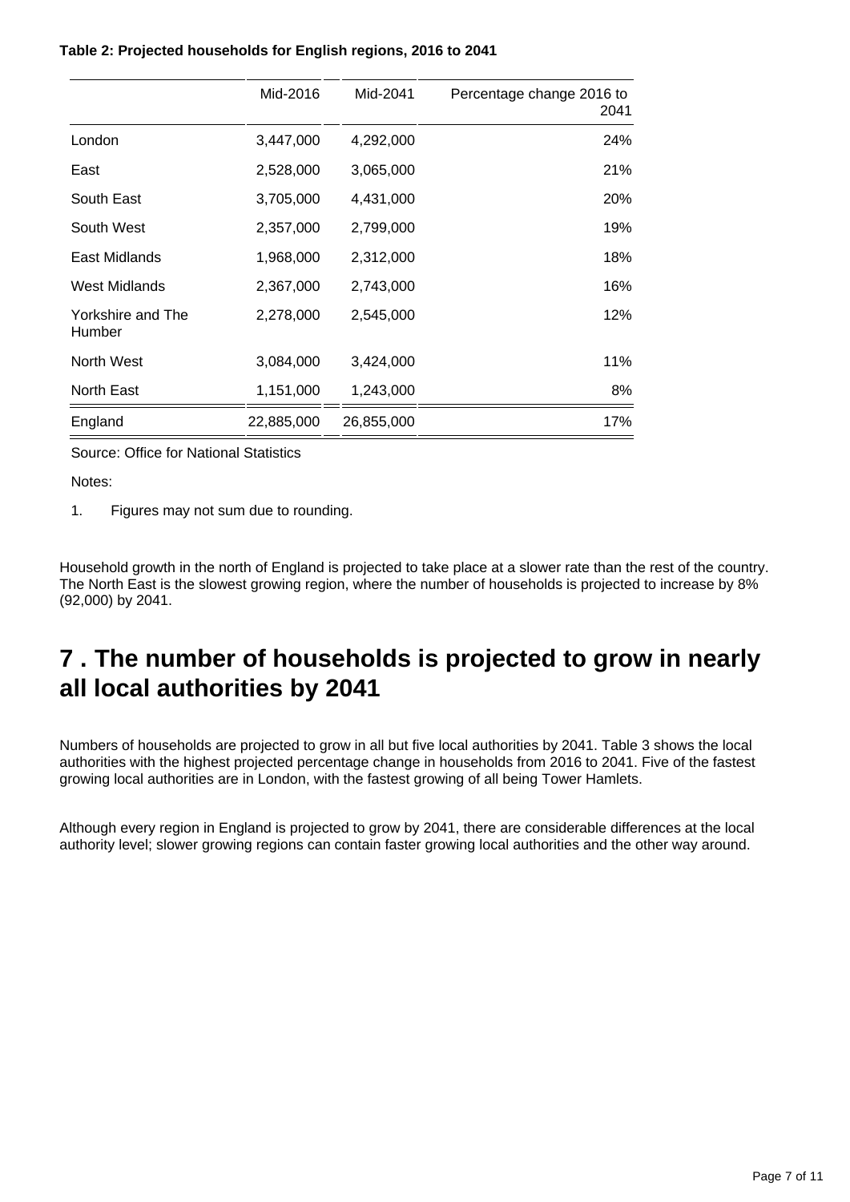**Table 2: Projected households for English regions, 2016 to 2041**

| | Mid-2016 | Mid-2041 | Percentage change 2016 to 2041 |
|---|---|---|---|
| London | 3,447,000 | 4,292,000 | 24% |
| East | 2,528,000 | 3,065,000 | 21% |
| South East | 3,705,000 | 4,431,000 | 20% |
| South West | 2,357,000 | 2,799,000 | 19% |
| East Midlands | 1,968,000 | 2,312,000 | 18% |
| West Midlands | 2,367,000 | 2,743,000 | 16% |
| Yorkshire and The Humber | 2,278,000 | 2,545,000 | 12% |
| North West | 3,084,000 | 3,424,000 | 11% |
| North East | 1,151,000 | 1,243,000 | 8% |
| England | 22,885,000 | 26,855,000 | 17% |

Source: Office for National Statistics

Notes:

1. Figures may not sum due to rounding.

Household growth in the north of England is projected to take place at a slower rate than the rest of the country. The North East is the slowest growing region, where the number of households is projected to increase by 8% (92,000) by 2041.

## 7 . The number of households is projected to grow in nearly all local authorities by 2041

Numbers of households are projected to grow in all but five local authorities by 2041. Table 3 shows the local authorities with the highest projected percentage change in households from 2016 to 2041. Five of the fastest growing local authorities are in London, with the fastest growing of all being Tower Hamlets.

Although every region in England is projected to grow by 2041, there are considerable differences at the local authority level; slower growing regions can contain faster growing local authorities and the other way around.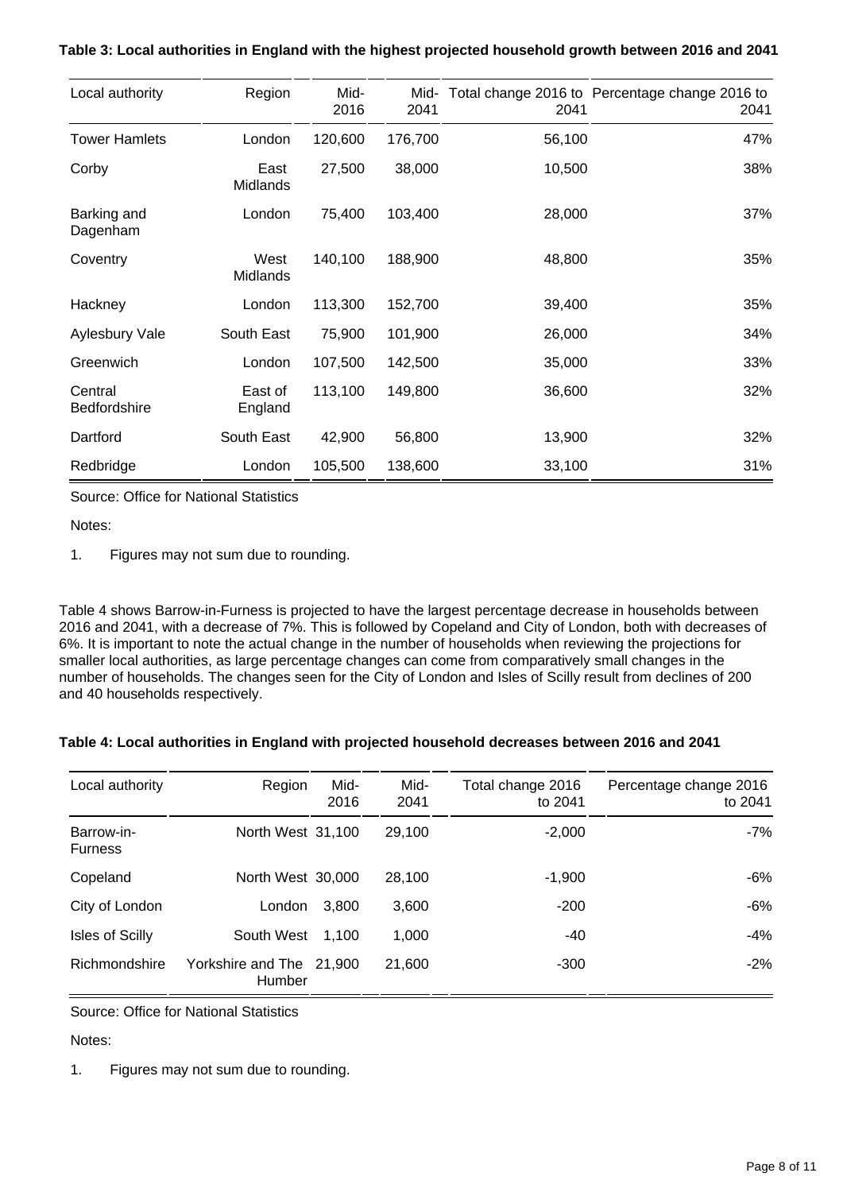**Table 3: Local authorities in England with the highest projected household growth between 2016 and 2041**

| Local authority | Region | Mid-2016 | Mid-2041 | Total change 2016 to 2041 | Percentage change 2016 to 2041 |
|---|---|---|---|---|---|
| Tower Hamlets | London | 120,600 | 176,700 | 56,100 | 47% |
| Corby | East Midlands | 27,500 | 38,000 | 10,500 | 38% |
| Barking and Dagenham | London | 75,400 | 103,400 | 28,000 | 37% |
| Coventry | West Midlands | 140,100 | 188,900 | 48,800 | 35% |
| Hackney | London | 113,300 | 152,700 | 39,400 | 35% |
| Aylesbury Vale | South East | 75,900 | 101,900 | 26,000 | 34% |
| Greenwich | London | 107,500 | 142,500 | 35,000 | 33% |
| Central Bedfordshire | East of England | 113,100 | 149,800 | 36,600 | 32% |
| Dartford | South East | 42,900 | 56,800 | 13,900 | 32% |
| Redbridge | London | 105,500 | 138,600 | 33,100 | 31% |

Source: Office for National Statistics

Notes:

1. Figures may not sum due to rounding.

Table 4 shows Barrow-in-Furness is projected to have the largest percentage decrease in households between 2016 and 2041, with a decrease of 7%. This is followed by Copeland and City of London, both with decreases of 6%. It is important to note the actual change in the number of households when reviewing the projections for smaller local authorities, as large percentage changes can come from comparatively small changes in the number of households. The changes seen for the City of London and Isles of Scilly result from declines of 200 and 40 households respectively.

**Table 4: Local authorities in England with projected household decreases between 2016 and 2041**

| Local authority | Region | Mid-2016 | Mid-2041 | Total change 2016 to 2041 | Percentage change 2016 to 2041 |
|---|---|---|---|---|---|
| Barrow-in-Furness | North West | 31,100 | 29,100 | -2,000 | -7% |
| Copeland | North West | 30,000 | 28,100 | -1,900 | -6% |
| City of London | London | 3,800 | 3,600 | -200 | -6% |
| Isles of Scilly | South West | 1,100 | 1,000 | -40 | -4% |
| Richmondshire | Yorkshire and The Humber | 21,900 | 21,600 | -300 | -2% |

Source: Office for National Statistics

Notes:

1. Figures may not sum due to rounding.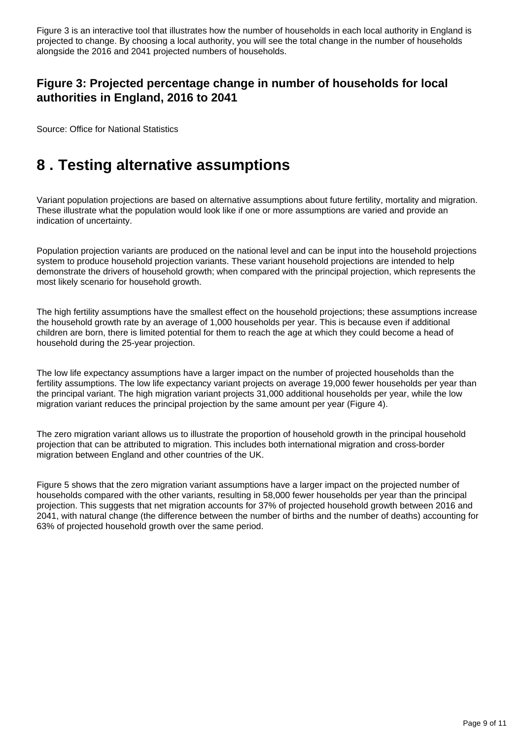Figure 3 is an interactive tool that illustrates how the number of households in each local authority in England is projected to change. By choosing a local authority, you will see the total change in the number of households alongside the 2016 and 2041 projected numbers of households.

### Figure 3: Projected percentage change in number of households for local authorities in England, 2016 to 2041

Source: Office for National Statistics

## 8 . Testing alternative assumptions

Variant population projections are based on alternative assumptions about future fertility, mortality and migration. These illustrate what the population would look like if one or more assumptions are varied and provide an indication of uncertainty.

Population projection variants are produced on the national level and can be input into the household projections system to produce household projection variants. These variant household projections are intended to help demonstrate the drivers of household growth; when compared with the principal projection, which represents the most likely scenario for household growth.

The high fertility assumptions have the smallest effect on the household projections; these assumptions increase the household growth rate by an average of 1,000 households per year. This is because even if additional children are born, there is limited potential for them to reach the age at which they could become a head of household during the 25-year projection.

The low life expectancy assumptions have a larger impact on the number of projected households than the fertility assumptions. The low life expectancy variant projects on average 19,000 fewer households per year than the principal variant. The high migration variant projects 31,000 additional households per year, while the low migration variant reduces the principal projection by the same amount per year (Figure 4).

The zero migration variant allows us to illustrate the proportion of household growth in the principal household projection that can be attributed to migration. This includes both international migration and cross-border migration between England and other countries of the UK.

Figure 5 shows that the zero migration variant assumptions have a larger impact on the projected number of households compared with the other variants, resulting in 58,000 fewer households per year than the principal projection. This suggests that net migration accounts for 37% of projected household growth between 2016 and 2041, with natural change (the difference between the number of births and the number of deaths) accounting for 63% of projected household growth over the same period.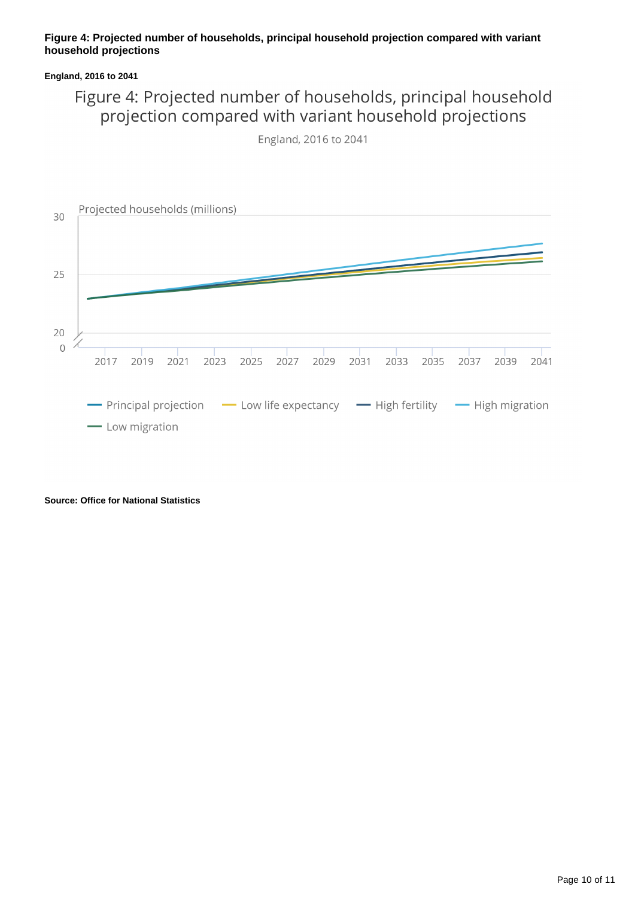**Figure 4: Projected number of households, principal household projection compared with variant household projections**

**England, 2016 to 2041**

Figure 4: Projected number of households, principal household projection compared with variant household projections

England, 2016 to 2041

Projected households (millions)

30

25

20

0

2017 2019 2021 2023 2025 2027 2029 2031 2033 2035 2037 2039 2041

Principal projection — Low life expectancy — High fertility — High migration — Low migration

**Source: Office for National Statistics**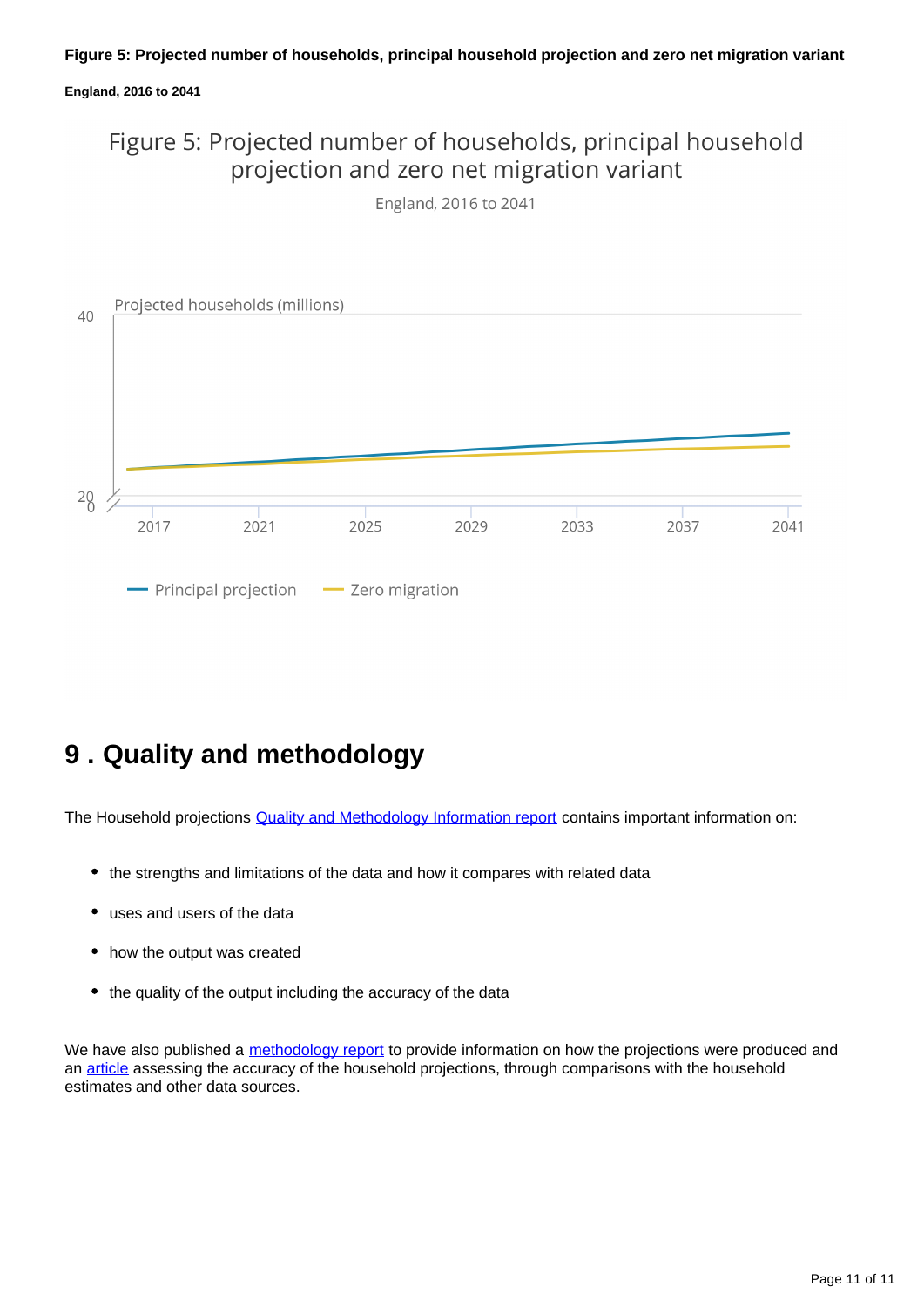**Figure 5: Projected number of households, principal household projection and zero net migration variant**

**England, 2016 to 2041**

Figure 5: Projected number of households, principal household projection and zero net migration variant

England, 2016 to 2041

Projected households (millions)

40

20

0

2017
2021
2025
2029
2033
2037
2041

Principal projection
Zero migration

## 9 . Quality and methodology

The Household projections Quality and Methodology Information report contains important information on:

- the strengths and limitations of the data and how it compares with related data
- uses and users of the data
- how the output was created
- the quality of the output including the accuracy of the data

We have also published a methodology report to provide information on how the projections were produced and an article assessing the accuracy of the household projections, through comparisons with the household estimates and other data sources.